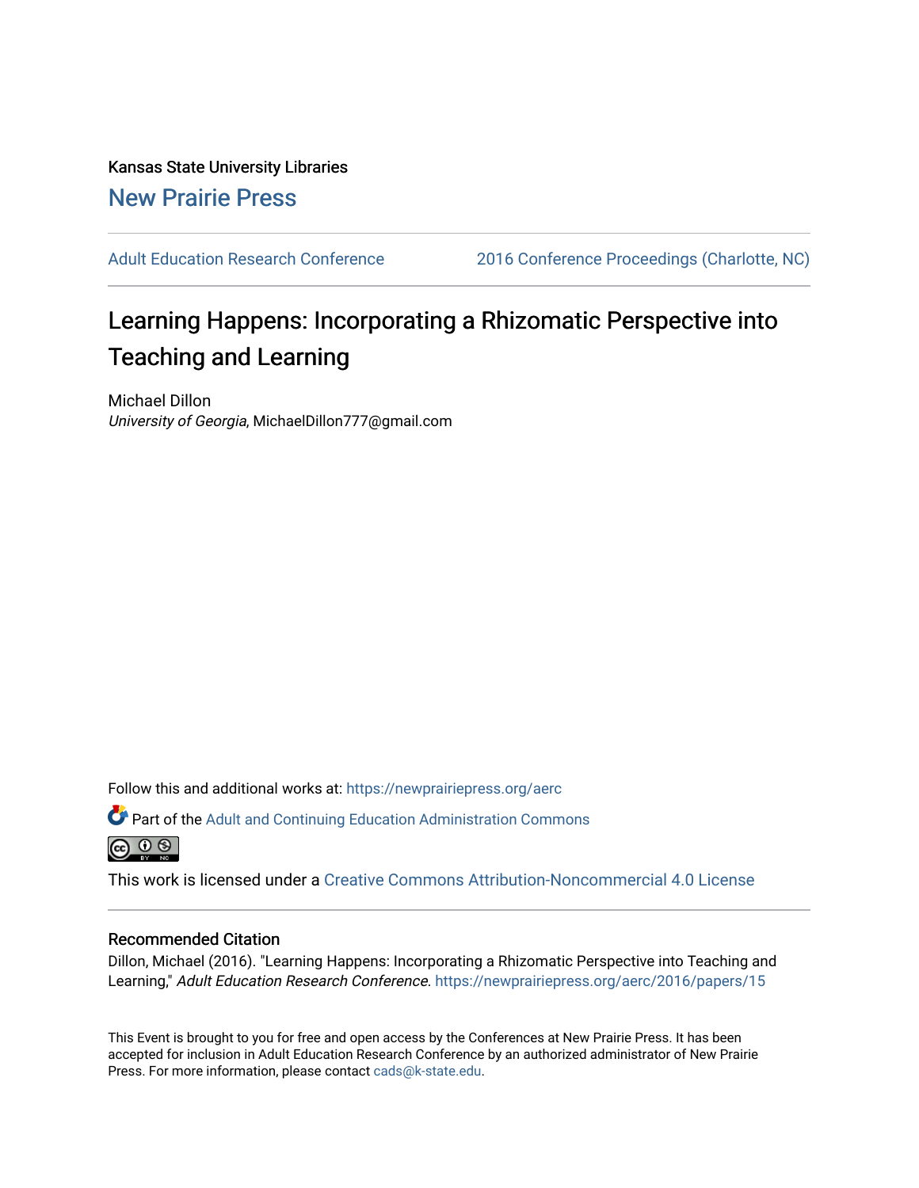Kansas State University Libraries

New Prairie Press

Adult Education Research Conference | 2016 Conference Proceedings (Charlotte, NC)

# Learning Happens: Incorporating a Rhizomatic Perspective into Teaching and Learning

Michael Dillon

*University of Georgia*, MichaelDillon777@gmail.com

Follow this and additional works at: https://newprairiepress.org/aerc

Part of the Adult and Continuing Education Administration Commons

This work is licensed under a Creative Commons Attribution-Noncommercial 4.0 License

## Recommended Citation

Dillon, Michael (2016). "Learning Happens: Incorporating a Rhizomatic Perspective into Teaching and Learning," *Adult Education Research Conference*. https://newprairiepress.org/aerc/2016/papers/15

This Event is brought to you for free and open access by the Conferences at New Prairie Press. It has been accepted for inclusion in Adult Education Research Conference by an authorized administrator of New Prairie Press. For more information, please contact cads@k-state.edu.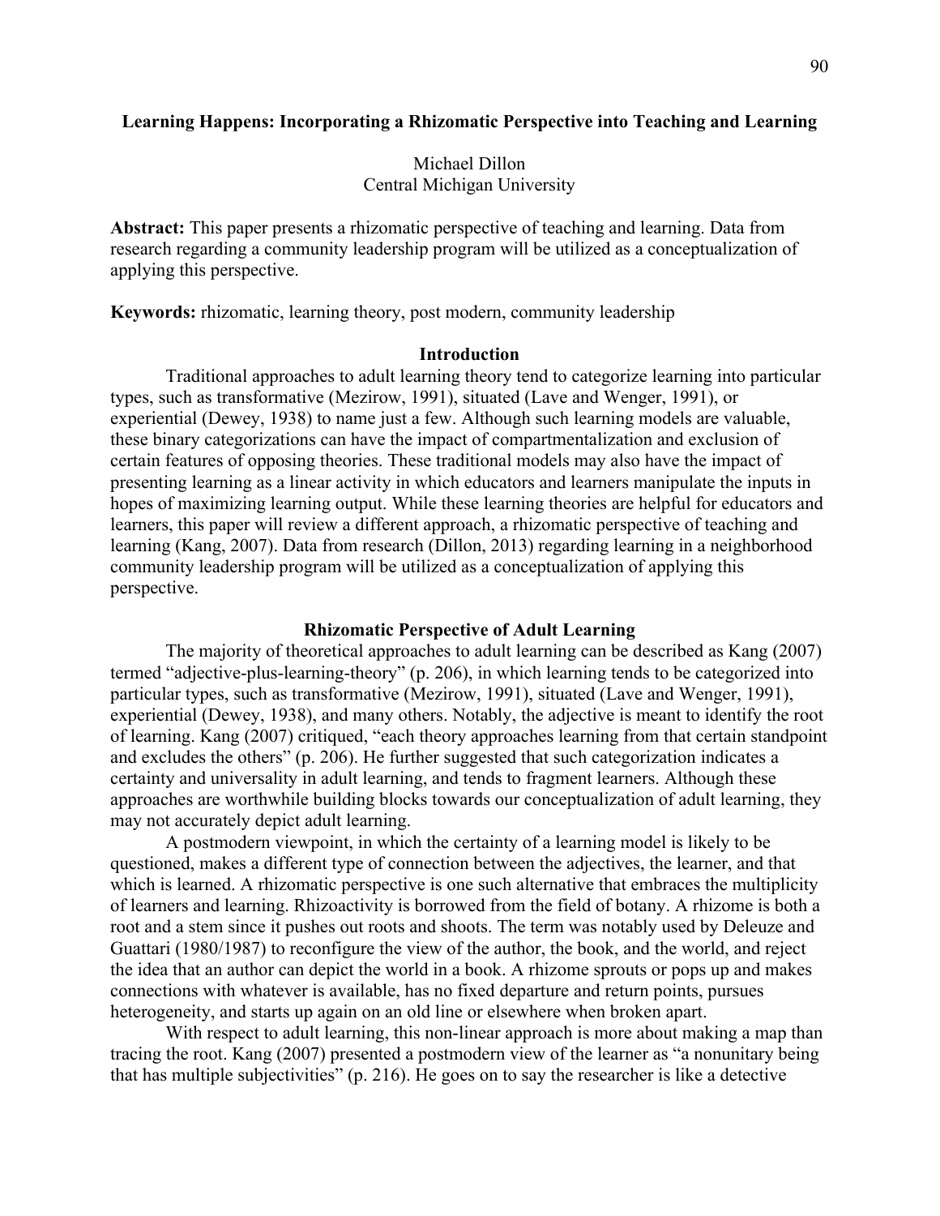**Learning Happens: Incorporating a Rhizomatic Perspective into Teaching and Learning**

Michael Dillon
Central Michigan University

**Abstract:** This paper presents a rhizomatic perspective of teaching and learning. Data from research regarding a community leadership program will be utilized as a conceptualization of applying this perspective.

**Keywords:** rhizomatic, learning theory, post modern, community leadership

## Introduction

Traditional approaches to adult learning theory tend to categorize learning into particular types, such as transformative (Mezirow, 1991), situated (Lave and Wenger, 1991), or experiential (Dewey, 1938) to name just a few. Although such learning models are valuable, these binary categorizations can have the impact of compartmentalization and exclusion of certain features of opposing theories. These traditional models may also have the impact of presenting learning as a linear activity in which educators and learners manipulate the inputs in hopes of maximizing learning output. While these learning theories are helpful for educators and learners, this paper will review a different approach, a rhizomatic perspective of teaching and learning (Kang, 2007). Data from research (Dillon, 2013) regarding learning in a neighborhood community leadership program will be utilized as a conceptualization of applying this perspective.

## Rhizomatic Perspective of Adult Learning

The majority of theoretical approaches to adult learning can be described as Kang (2007) termed "adjective-plus-learning-theory" (p. 206), in which learning tends to be categorized into particular types, such as transformative (Mezirow, 1991), situated (Lave and Wenger, 1991), experiential (Dewey, 1938), and many others. Notably, the adjective is meant to identify the root of learning. Kang (2007) critiqued, "each theory approaches learning from that certain standpoint and excludes the others" (p. 206). He further suggested that such categorization indicates a certainty and universality in adult learning, and tends to fragment learners. Although these approaches are worthwhile building blocks towards our conceptualization of adult learning, they may not accurately depict adult learning.

A postmodern viewpoint, in which the certainty of a learning model is likely to be questioned, makes a different type of connection between the adjectives, the learner, and that which is learned. A rhizomatic perspective is one such alternative that embraces the multiplicity of learners and learning. Rhizoactivity is borrowed from the field of botany. A rhizome is both a root and a stem since it pushes out roots and shoots. The term was notably used by Deleuze and Guattari (1980/1987) to reconfigure the view of the author, the book, and the world, and reject the idea that an author can depict the world in a book. A rhizome sprouts or pops up and makes connections with whatever is available, has no fixed departure and return points, pursues heterogeneity, and starts up again on an old line or elsewhere when broken apart.

With respect to adult learning, this non-linear approach is more about making a map than tracing the root. Kang (2007) presented a postmodern view of the learner as "a nonunitary being that has multiple subjectivities" (p. 216). He goes on to say the researcher is like a detective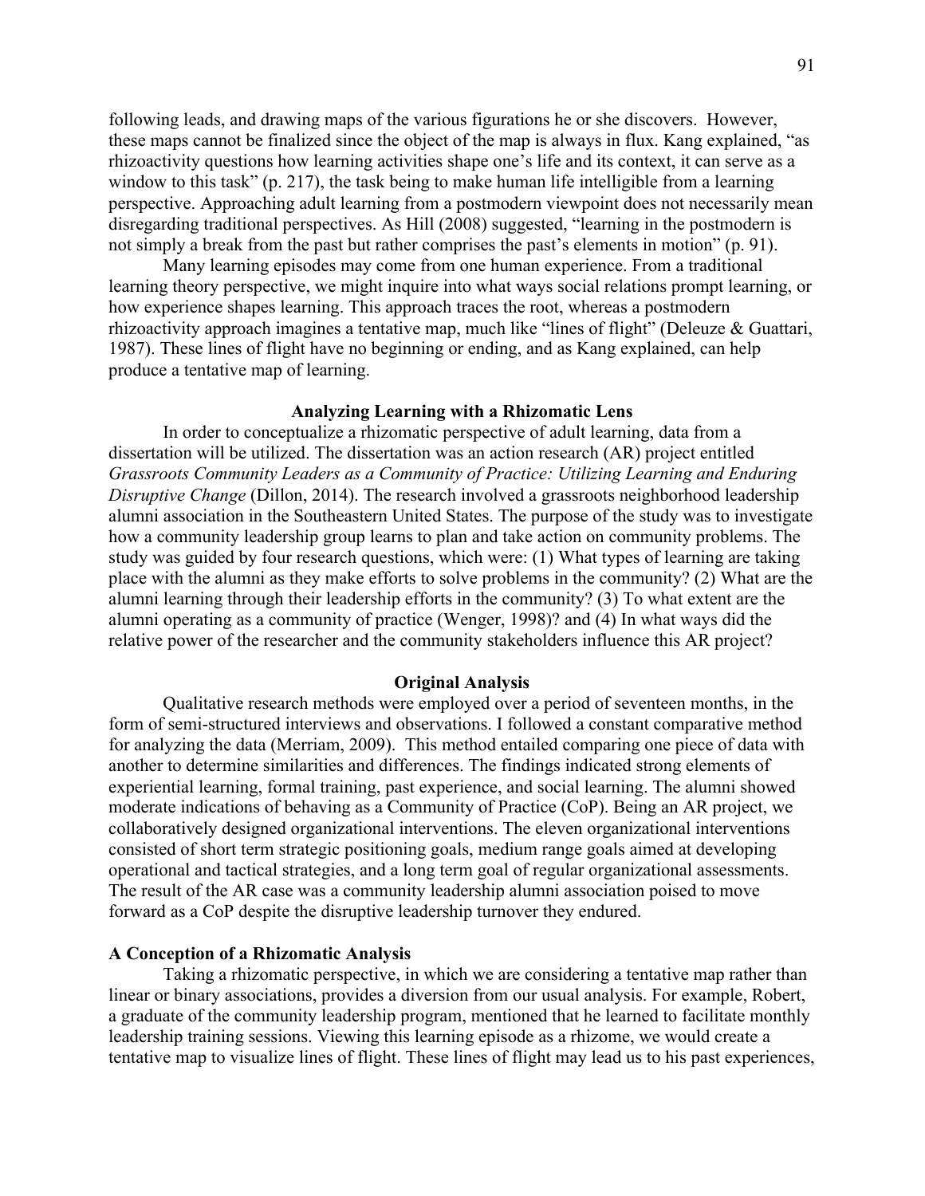following leads, and drawing maps of the various figurations he or she discovers. However, these maps cannot be finalized since the object of the map is always in flux. Kang explained, "as rhizoactivity questions how learning activities shape one's life and its context, it can serve as a window to this task" (p. 217), the task being to make human life intelligible from a learning perspective. Approaching adult learning from a postmodern viewpoint does not necessarily mean disregarding traditional perspectives. As Hill (2008) suggested, "learning in the postmodern is not simply a break from the past but rather comprises the past's elements in motion" (p. 91).

Many learning episodes may come from one human experience. From a traditional learning theory perspective, we might inquire into what ways social relations prompt learning, or how experience shapes learning. This approach traces the root, whereas a postmodern rhizoactivity approach imagines a tentative map, much like "lines of flight" (Deleuze & Guattari, 1987). These lines of flight have no beginning or ending, and as Kang explained, can help produce a tentative map of learning.

## Analyzing Learning with a Rhizomatic Lens

In order to conceptualize a rhizomatic perspective of adult learning, data from a dissertation will be utilized. The dissertation was an action research (AR) project entitled *Grassroots Community Leaders as a Community of Practice: Utilizing Learning and Enduring Disruptive Change* (Dillon, 2014). The research involved a grassroots neighborhood leadership alumni association in the Southeastern United States. The purpose of the study was to investigate how a community leadership group learns to plan and take action on community problems. The study was guided by four research questions, which were: (1) What types of learning are taking place with the alumni as they make efforts to solve problems in the community? (2) What are the alumni learning through their leadership efforts in the community? (3) To what extent are the alumni operating as a community of practice (Wenger, 1998)? and (4) In what ways did the relative power of the researcher and the community stakeholders influence this AR project?

## Original Analysis

Qualitative research methods were employed over a period of seventeen months, in the form of semi-structured interviews and observations. I followed a constant comparative method for analyzing the data (Merriam, 2009). This method entailed comparing one piece of data with another to determine similarities and differences. The findings indicated strong elements of experiential learning, formal training, past experience, and social learning. The alumni showed moderate indications of behaving as a Community of Practice (CoP). Being an AR project, we collaboratively designed organizational interventions. The eleven organizational interventions consisted of short term strategic positioning goals, medium range goals aimed at developing operational and tactical strategies, and a long term goal of regular organizational assessments. The result of the AR case was a community leadership alumni association poised to move forward as a CoP despite the disruptive leadership turnover they endured.

### A Conception of a Rhizomatic Analysis

Taking a rhizomatic perspective, in which we are considering a tentative map rather than linear or binary associations, provides a diversion from our usual analysis. For example, Robert, a graduate of the community leadership program, mentioned that he learned to facilitate monthly leadership training sessions. Viewing this learning episode as a rhizome, we would create a tentative map to visualize lines of flight. These lines of flight may lead us to his past experiences,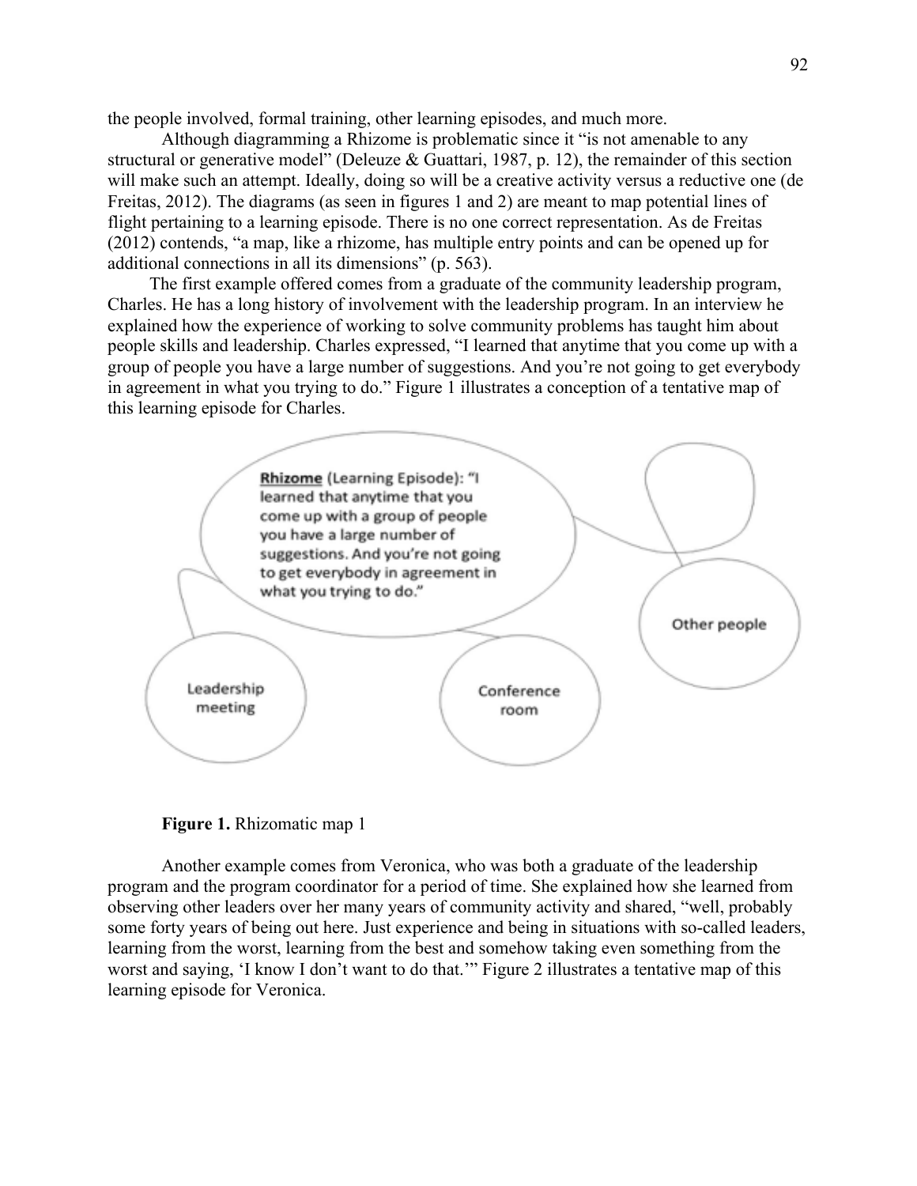the people involved, formal training, other learning episodes, and much more.

Although diagramming a Rhizome is problematic since it "is not amenable to any structural or generative model" (Deleuze & Guattari, 1987, p. 12), the remainder of this section will make such an attempt. Ideally, doing so will be a creative activity versus a reductive one (de Freitas, 2012). The diagrams (as seen in figures 1 and 2) are meant to map potential lines of flight pertaining to a learning episode. There is no one correct representation. As de Freitas (2012) contends, "a map, like a rhizome, has multiple entry points and can be opened up for additional connections in all its dimensions" (p. 563).

The first example offered comes from a graduate of the community leadership program, Charles. He has a long history of involvement with the leadership program. In an interview he explained how the experience of working to solve community problems has taught him about people skills and leadership. Charles expressed, "I learned that anytime that you come up with a group of people you have a large number of suggestions. And you're not going to get everybody in agreement in what you trying to do." Figure 1 illustrates a conception of a tentative map of this learning episode for Charles.

**Rhizome** (Learning Episode): "I learned that anytime that you come up with a group of people you have a large number of suggestions. And you're not going to get everybody in agreement in what you trying to do."

Other people

Leadership meeting

Conference room

**Figure 1.** Rhizomatic map 1

Another example comes from Veronica, who was both a graduate of the leadership program and the program coordinator for a period of time. She explained how she learned from observing other leaders over her many years of community activity and shared, "well, probably some forty years of being out here. Just experience and being in situations with so-called leaders, learning from the worst, learning from the best and somehow taking even something from the worst and saying, 'I know I don't want to do that.'" Figure 2 illustrates a tentative map of this learning episode for Veronica.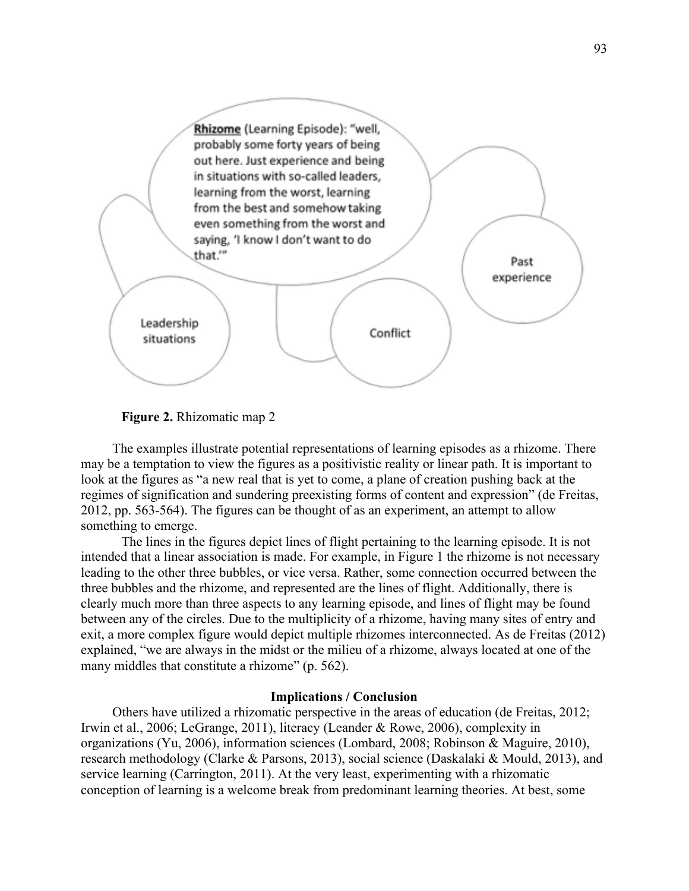**Rhizome** (Learning Episode): "well, probably some forty years of being out here. Just experience and being in situations with so-called leaders, learning from the worst, learning from the best and somehow taking even something from the worst and saying, 'I know I don't want to do that.'"

Past experience

Leadership situations

Conflict

**Figure 2.** Rhizomatic map 2

The examples illustrate potential representations of learning episodes as a rhizome. There may be a temptation to view the figures as a positivistic reality or linear path. It is important to look at the figures as "a new real that is yet to come, a plane of creation pushing back at the regimes of signification and sundering preexisting forms of content and expression" (de Freitas, 2012, pp. 563-564). The figures can be thought of as an experiment, an attempt to allow something to emerge.

The lines in the figures depict lines of flight pertaining to the learning episode. It is not intended that a linear association is made. For example, in Figure 1 the rhizome is not necessary leading to the other three bubbles, or vice versa. Rather, some connection occurred between the three bubbles and the rhizome, and represented are the lines of flight. Additionally, there is clearly much more than three aspects to any learning episode, and lines of flight may be found between any of the circles. Due to the multiplicity of a rhizome, having many sites of entry and exit, a more complex figure would depict multiple rhizomes interconnected. As de Freitas (2012) explained, "we are always in the midst or the milieu of a rhizome, always located at one of the many middles that constitute a rhizome" (p. 562).

## Implications / Conclusion

Others have utilized a rhizomatic perspective in the areas of education (de Freitas, 2012; Irwin et al., 2006; LeGrange, 2011), literacy (Leander & Rowe, 2006), complexity in organizations (Yu, 2006), information sciences (Lombard, 2008; Robinson & Maguire, 2010), research methodology (Clarke & Parsons, 2013), social science (Daskalaki & Mould, 2013), and service learning (Carrington, 2011). At the very least, experimenting with a rhizomatic conception of learning is a welcome break from predominant learning theories. At best, some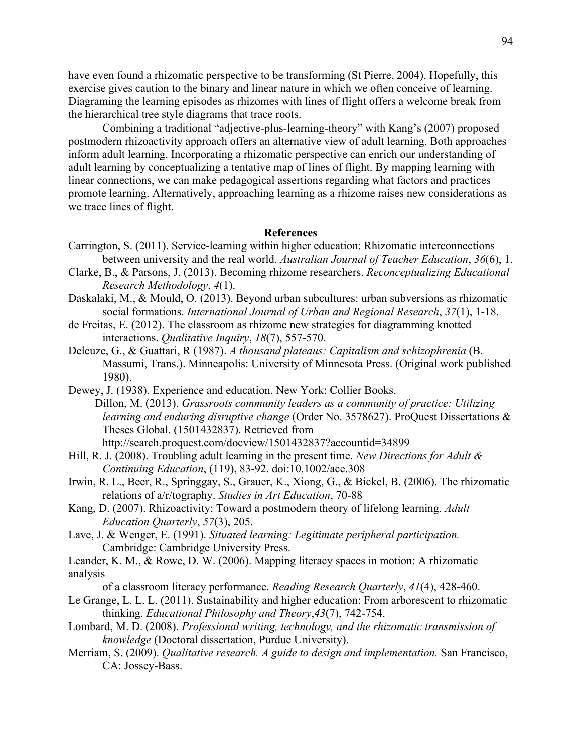have even found a rhizomatic perspective to be transforming (St Pierre, 2004). Hopefully, this exercise gives caution to the binary and linear nature in which we often conceive of learning. Diagraming the learning episodes as rhizomes with lines of flight offers a welcome break from the hierarchical tree style diagrams that trace roots.

Combining a traditional "adjective-plus-learning-theory" with Kang's (2007) proposed postmodern rhizoactivity approach offers an alternative view of adult learning. Both approaches inform adult learning. Incorporating a rhizomatic perspective can enrich our understanding of adult learning by conceptualizing a tentative map of lines of flight. By mapping learning with linear connections, we can make pedagogical assertions regarding what factors and practices promote learning. Alternatively, approaching learning as a rhizome raises new considerations as we trace lines of flight.

## References

Carrington, S. (2011). Service-learning within higher education: Rhizomatic interconnections between university and the real world. *Australian Journal of Teacher Education*, *36*(6), 1.

Clarke, B., & Parsons, J. (2013). Becoming rhizome researchers. *Reconceptualizing Educational Research Methodology*, *4*(1).

Daskalaki, M., & Mould, O. (2013). Beyond urban subcultures: urban subversions as rhizomatic social formations. *International Journal of Urban and Regional Research*, *37*(1), 1-18.

de Freitas, E. (2012). The classroom as rhizome new strategies for diagramming knotted interactions. *Qualitative Inquiry*, *18*(7), 557-570.

Deleuze, G., & Guattari, R (1987). *A thousand plateaus: Capitalism and schizophrenia* (B. Massumi, Trans.). Minneapolis: University of Minnesota Press. (Original work published 1980).

Dewey, J. (1938). Experience and education. New York: Collier Books.

Dillon, M. (2013). *Grassroots community leaders as a community of practice: Utilizing learning and enduring disruptive change* (Order No. 3578627). ProQuest Dissertations & Theses Global. (1501432837). Retrieved from http://search.proquest.com/docview/1501432837?accountid=34899

Hill, R. J. (2008). Troubling adult learning in the present time. *New Directions for Adult & Continuing Education*, (119), 83-92. doi:10.1002/ace.308

Irwin, R. L., Beer, R., Springgay, S., Grauer, K., Xiong, G., & Bickel, B. (2006). The rhizomatic relations of a/r/tography. *Studies in Art Education*, 70-88

Kang, D. (2007). Rhizoactivity: Toward a postmodern theory of lifelong learning. *Adult Education Quarterly*, *57*(3), 205.

Lave, J. & Wenger, E. (1991). *Situated learning: Legitimate peripheral participation.* Cambridge: Cambridge University Press.

Leander, K. M., & Rowe, D. W. (2006). Mapping literacy spaces in motion: A rhizomatic analysis of a classroom literacy performance. *Reading Research Quarterly*, *41*(4), 428-460.

Le Grange, L. L. L. (2011). Sustainability and higher education: From arborescent to rhizomatic thinking. *Educational Philosophy and Theory*,*43*(7), 742-754.

Lombard, M. D. (2008). *Professional writing, technology, and the rhizomatic transmission of knowledge* (Doctoral dissertation, Purdue University).

Merriam, S. (2009). *Qualitative research. A guide to design and implementation.* San Francisco, CA: Jossey-Bass.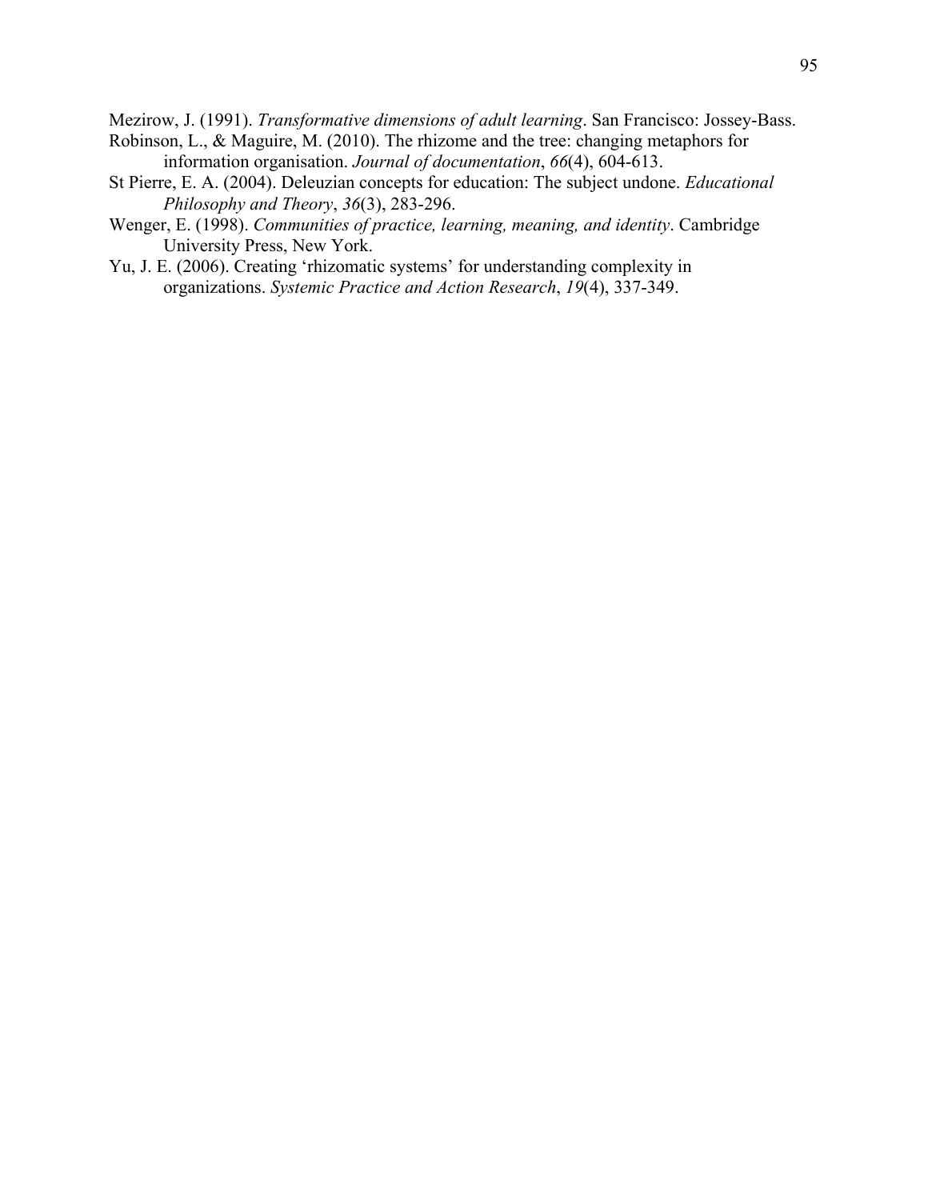Mezirow, J. (1991). *Transformative dimensions of adult learning*. San Francisco: Jossey-Bass.

Robinson, L., & Maguire, M. (2010). The rhizome and the tree: changing metaphors for information organisation. *Journal of documentation*, *66*(4), 604-613.

St Pierre, E. A. (2004). Deleuzian concepts for education: The subject undone. *Educational Philosophy and Theory*, *36*(3), 283-296.

Wenger, E. (1998). *Communities of practice, learning, meaning, and identity*. Cambridge University Press, New York.

Yu, J. E. (2006). Creating 'rhizomatic systems' for understanding complexity in organizations. *Systemic Practice and Action Research*, *19*(4), 337-349.